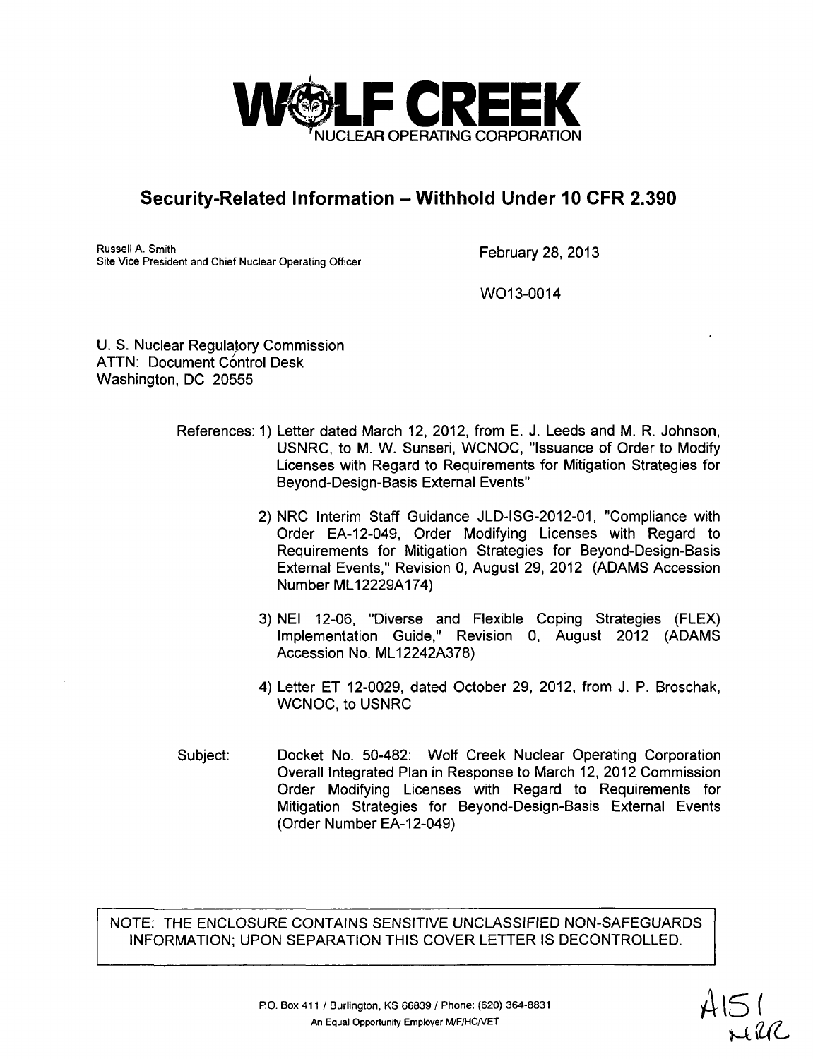# WOLF CREEK
NUCLEAR OPERATING CORPORATION

## Security-Related Information – Withhold Under 10 CFR 2.390

Russell A. Smith
Site Vice President and Chief Nuclear Operating Officer

February 28, 2013

WO13-0014

U. S. Nuclear Regulatory Commission
ATTN: Document Control Desk
Washington, DC 20555

References: 1) Letter dated March 12, 2012, from E. J. Leeds and M. R. Johnson, USNRC, to M. W. Sunseri, WCNOC, "Issuance of Order to Modify Licenses with Regard to Requirements for Mitigation Strategies for Beyond-Design-Basis External Events"

2) NRC Interim Staff Guidance JLD-ISG-2012-01, "Compliance with Order EA-12-049, Order Modifying Licenses with Regard to Requirements for Mitigation Strategies for Beyond-Design-Basis External Events," Revision 0, August 29, 2012 (ADAMS Accession Number ML12229A174)

3) NEI 12-06, "Diverse and Flexible Coping Strategies (FLEX) Implementation Guide," Revision 0, August 2012 (ADAMS Accession No. ML12242A378)

4) Letter ET 12-0029, dated October 29, 2012, from J. P. Broschak, WCNOC, to USNRC

Subject: Docket No. 50-482: Wolf Creek Nuclear Operating Corporation Overall Integrated Plan in Response to March 12, 2012 Commission Order Modifying Licenses with Regard to Requirements for Mitigation Strategies for Beyond-Design-Basis External Events (Order Number EA-12-049)

NOTE: THE ENCLOSURE CONTAINS SENSITIVE UNCLASSIFIED NON-SAFEGUARDS INFORMATION; UPON SEPARATION THIS COVER LETTER IS DECONTROLLED.

P.O. Box 411 / Burlington, KS 66839 / Phone: (620) 364-8831
An Equal Opportunity Employer M/F/HC/VET

A151
NRR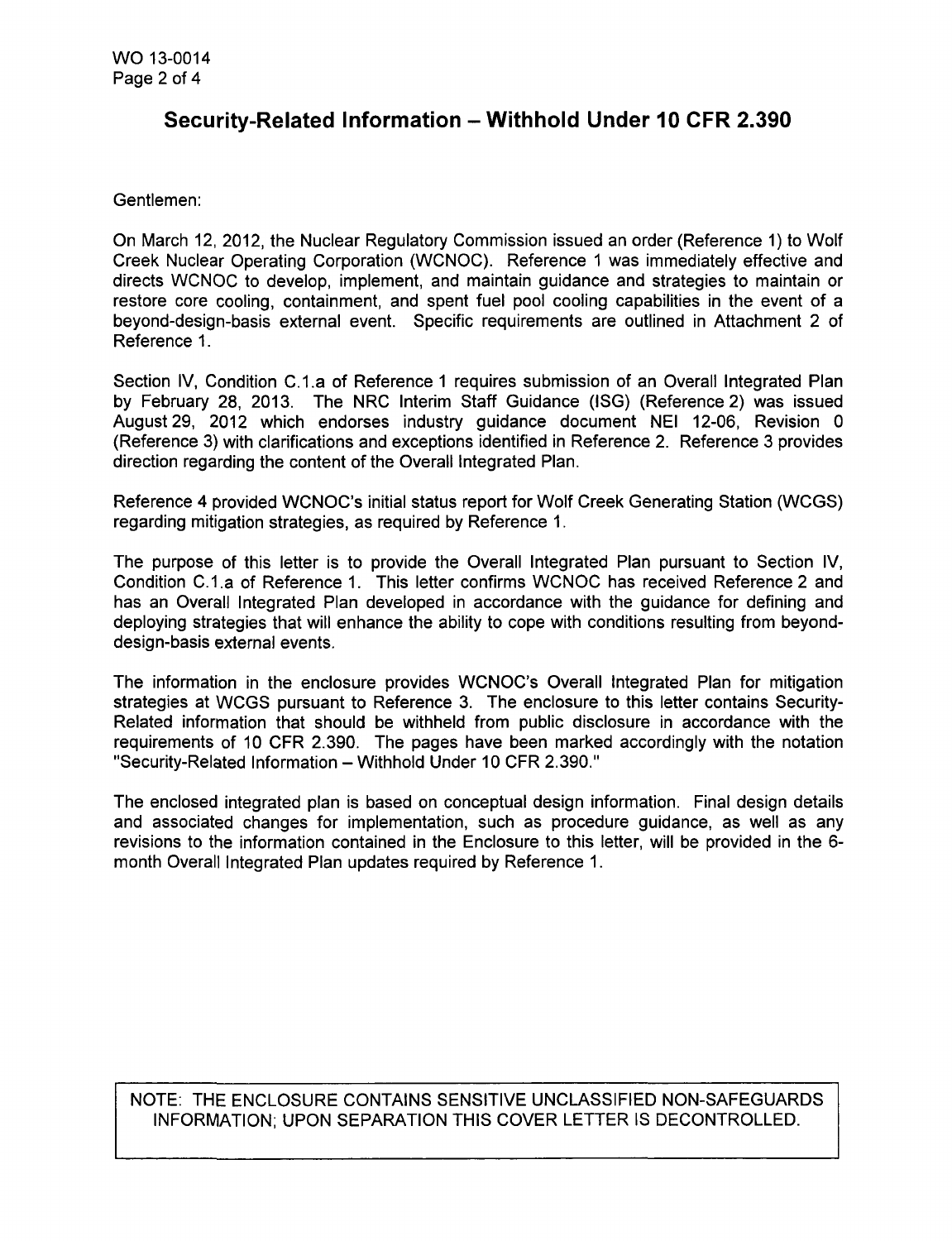## Security-Related Information – Withhold Under 10 CFR 2.390

Gentlemen:

On March 12, 2012, the Nuclear Regulatory Commission issued an order (Reference 1) to Wolf Creek Nuclear Operating Corporation (WCNOC). Reference 1 was immediately effective and directs WCNOC to develop, implement, and maintain guidance and strategies to maintain or restore core cooling, containment, and spent fuel pool cooling capabilities in the event of a beyond-design-basis external event. Specific requirements are outlined in Attachment 2 of Reference 1.

Section IV, Condition C.1.a of Reference 1 requires submission of an Overall Integrated Plan by February 28, 2013. The NRC Interim Staff Guidance (ISG) (Reference 2) was issued August 29, 2012 which endorses industry guidance document NEI 12-06, Revision 0 (Reference 3) with clarifications and exceptions identified in Reference 2. Reference 3 provides direction regarding the content of the Overall Integrated Plan.

Reference 4 provided WCNOC's initial status report for Wolf Creek Generating Station (WCGS) regarding mitigation strategies, as required by Reference 1.

The purpose of this letter is to provide the Overall Integrated Plan pursuant to Section IV, Condition C.1.a of Reference 1. This letter confirms WCNOC has received Reference 2 and has an Overall Integrated Plan developed in accordance with the guidance for defining and deploying strategies that will enhance the ability to cope with conditions resulting from beyond-design-basis external events.

The information in the enclosure provides WCNOC's Overall Integrated Plan for mitigation strategies at WCGS pursuant to Reference 3. The enclosure to this letter contains Security-Related information that should be withheld from public disclosure in accordance with the requirements of 10 CFR 2.390. The pages have been marked accordingly with the notation "Security-Related Information – Withhold Under 10 CFR 2.390."

The enclosed integrated plan is based on conceptual design information. Final design details and associated changes for implementation, such as procedure guidance, as well as any revisions to the information contained in the Enclosure to this letter, will be provided in the 6-month Overall Integrated Plan updates required by Reference 1.

NOTE: THE ENCLOSURE CONTAINS SENSITIVE UNCLASSIFIED NON-SAFEGUARDS INFORMATION; UPON SEPARATION THIS COVER LETTER IS DECONTROLLED.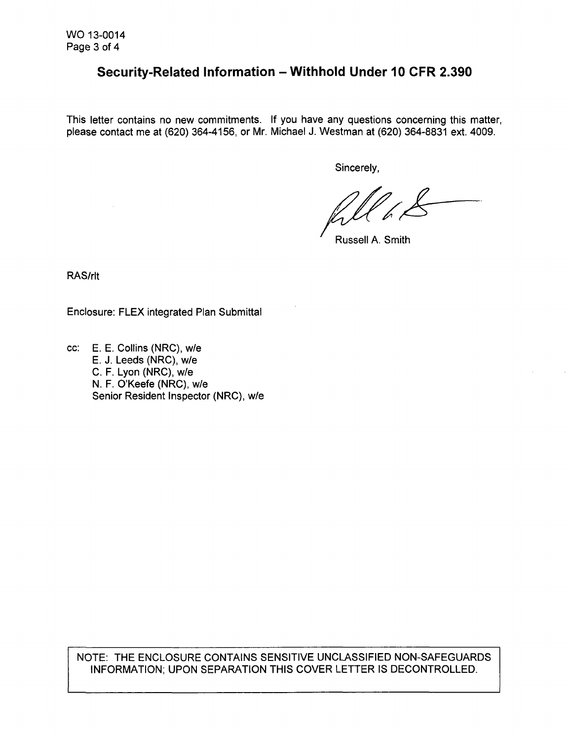## Security-Related Information – Withhold Under 10 CFR 2.390

This letter contains no new commitments. If you have any questions concerning this matter, please contact me at (620) 364-4156, or Mr. Michael J. Westman at (620) 364-8831 ext. 4009.

Sincerely,

Russell A. Smith

RAS/rlt

Enclosure: FLEX integrated Plan Submittal

cc: E. E. Collins (NRC), w/e
E. J. Leeds (NRC), w/e
C. F. Lyon (NRC), w/e
N. F. O'Keefe (NRC), w/e
Senior Resident Inspector (NRC), w/e

NOTE: THE ENCLOSURE CONTAINS SENSITIVE UNCLASSIFIED NON-SAFEGUARDS INFORMATION; UPON SEPARATION THIS COVER LETTER IS DECONTROLLED.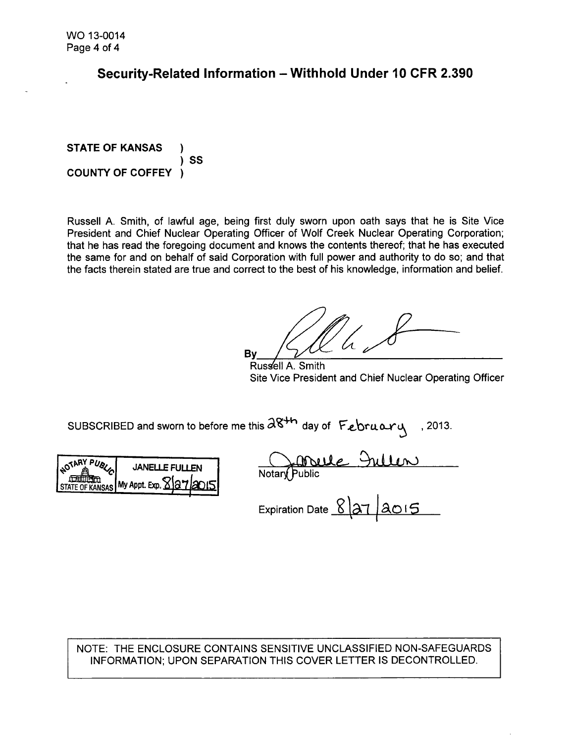## Security-Related Information – Withhold Under 10 CFR 2.390

**STATE OF KANSAS** )
) **SS**
**COUNTY OF COFFEY** )

Russell A. Smith, of lawful age, being first duly sworn upon oath says that he is Site Vice President and Chief Nuclear Operating Officer of Wolf Creek Nuclear Operating Corporation; that he has read the foregoing document and knows the contents thereof; that he has executed the same for and on behalf of said Corporation with full power and authority to do so; and that the facts therein stated are true and correct to the best of his knowledge, information and belief.

By ___________________________
Russell A. Smith
Site Vice President and Chief Nuclear Operating Officer

SUBSCRIBED and sworn to before me this 28th day of February, 2013.

NOTARY PUBLIC – STATE OF KANSAS – JANELLE FULLEN – My Appt. Exp. 8/27/2015

___________________________
Notary Public

Expiration Date 8/27/2015

NOTE: THE ENCLOSURE CONTAINS SENSITIVE UNCLASSIFIED NON-SAFEGUARDS INFORMATION; UPON SEPARATION THIS COVER LETTER IS DECONTROLLED.